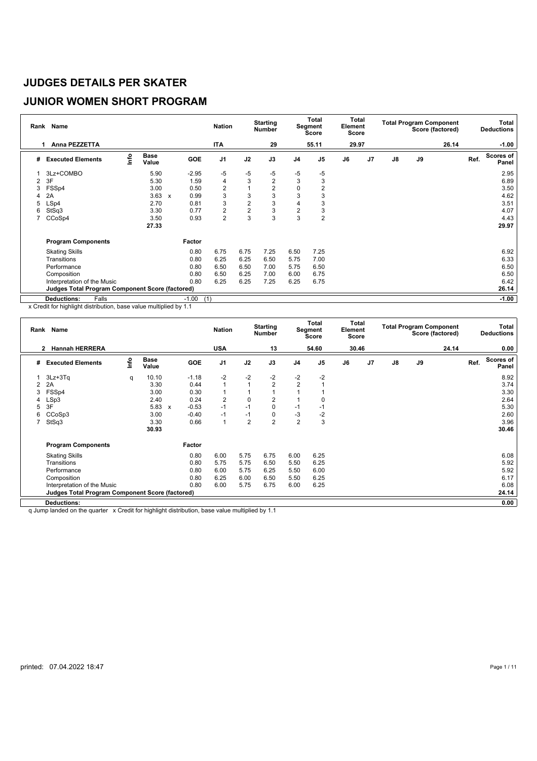# JUDGES DETAILS PER SKATER

## JUNIOR WOMEN SHORT PROGRAM

| Rank | Name | Nation | Starting Number | Total Segment Score | Total Element Score | Total Program Component Score (factored) | Total Deductions |
|---|---|---|---|---|---|---|---|
| 1 | Anna PEZZETTA | ITA | 29 | 55.11 | 29.97 | 26.14 | -1.00 |

| # | Executed Elements | Info | Base Value | | GOE | J1 | J2 | J3 | J4 | J5 | J6 | J7 | J8 | J9 | Ref. | Scores of Panel |
|---|---|---|---|---|---|---|---|---|---|---|---|---|---|---|---|---|
| 1 | 3Lz+COMBO | | 5.90 | | -2.95 | -5 | -5 | -5 | -5 | -5 | | | | | | 2.95 |
| 2 | 3F | | 5.30 | | 1.59 | 4 | 3 | 2 | 3 | 3 | | | | | | 6.89 |
| 3 | FSSp4 | | 3.00 | | 0.50 | 2 | 1 | 2 | 0 | 2 | | | | | | 3.50 |
| 4 | 2A | | 3.63 | x | 0.99 | 3 | 3 | 3 | 3 | 3 | | | | | | 4.62 |
| 5 | LSp4 | | 2.70 | | 0.81 | 3 | 2 | 3 | 4 | 3 | | | | | | 3.51 |
| 6 | StSq3 | | 3.30 | | 0.77 | 2 | 2 | 3 | 2 | 3 | | | | | | 4.07 |
| 7 | CCoSp4 | | 3.50 | | 0.93 | 2 | 3 | 3 | 3 | 2 | | | | | | 4.43 |
| | | | 27.33 | | | | | | | | | | | | | 29.97 |

| Program Components | Factor | J1 | J2 | J3 | J4 | J5 | J6 | J7 | J8 | J9 | Scores of Panel |
|---|---|---|---|---|---|---|---|---|---|---|---|
| Skating Skills | 0.80 | 6.75 | 6.75 | 7.25 | 6.50 | 7.25 | | | | | 6.92 |
| Transitions | 0.80 | 6.25 | 6.25 | 6.50 | 5.75 | 7.00 | | | | | 6.33 |
| Performance | 0.80 | 6.50 | 6.50 | 7.00 | 5.75 | 6.50 | | | | | 6.50 |
| Composition | 0.80 | 6.50 | 6.25 | 7.00 | 6.00 | 6.75 | | | | | 6.50 |
| Interpretation of the Music | 0.80 | 6.25 | 6.25 | 7.25 | 6.25 | 6.75 | | | | | 6.42 |
| **Judges Total Program Component Score (factored)** | | | | | | | | | | | 26.14 |

| **Deductions:** | Falls | -1.00 | (1) | -1.00 |
|---|---|---|---|---|

x Credit for highlight distribution, base value multiplied by 1.1

| Rank | Name | Nation | Starting Number | Total Segment Score | Total Element Score | Total Program Component Score (factored) | Total Deductions |
|---|---|---|---|---|---|---|---|
| 2 | Hannah HERRERA | USA | 13 | 54.60 | 30.46 | 24.14 | 0.00 |

| # | Executed Elements | Info | Base Value | | GOE | J1 | J2 | J3 | J4 | J5 | J6 | J7 | J8 | J9 | Ref. | Scores of Panel |
|---|---|---|---|---|---|---|---|---|---|---|---|---|---|---|---|---|
| 1 | 3Lz+3Tq | q | 10.10 | | -1.18 | -2 | -2 | -2 | -2 | -2 | | | | | | 8.92 |
| 2 | 2A | | 3.30 | | 0.44 | 1 | 1 | 2 | 2 | 1 | | | | | | 3.74 |
| 3 | FSSp4 | | 3.00 | | 0.30 | 1 | 1 | 1 | 1 | 1 | | | | | | 3.30 |
| 4 | LSp3 | | 2.40 | | 0.24 | 2 | 0 | 2 | 1 | 0 | | | | | | 2.64 |
| 5 | 3F | | 5.83 | x | -0.53 | -1 | -1 | 0 | -1 | -1 | | | | | | 5.30 |
| 6 | CCoSp3 | | 3.00 | | -0.40 | -1 | -1 | 0 | -3 | -2 | | | | | | 2.60 |
| 7 | StSq3 | | 3.30 | | 0.66 | 1 | 2 | 2 | 2 | 3 | | | | | | 3.96 |
| | | | 30.93 | | | | | | | | | | | | | 30.46 |

| Program Components | Factor | J1 | J2 | J3 | J4 | J5 | J6 | J7 | J8 | J9 | Scores of Panel |
|---|---|---|---|---|---|---|---|---|---|---|---|
| Skating Skills | 0.80 | 6.00 | 5.75 | 6.75 | 6.00 | 6.25 | | | | | 6.08 |
| Transitions | 0.80 | 5.75 | 5.75 | 6.50 | 5.50 | 6.25 | | | | | 5.92 |
| Performance | 0.80 | 6.00 | 5.75 | 6.25 | 5.50 | 6.00 | | | | | 5.92 |
| Composition | 0.80 | 6.25 | 6.00 | 6.50 | 5.50 | 6.25 | | | | | 6.17 |
| Interpretation of the Music | 0.80 | 6.00 | 5.75 | 6.75 | 6.00 | 6.25 | | | | | 6.08 |
| **Judges Total Program Component Score (factored)** | | | | | | | | | | | 24.14 |

| **Deductions:** | 0.00 |
|---|---|

q Jump landed on the quarter   x Credit for highlight distribution, base value multiplied by 1.1

printed: 07.04.2022 18:47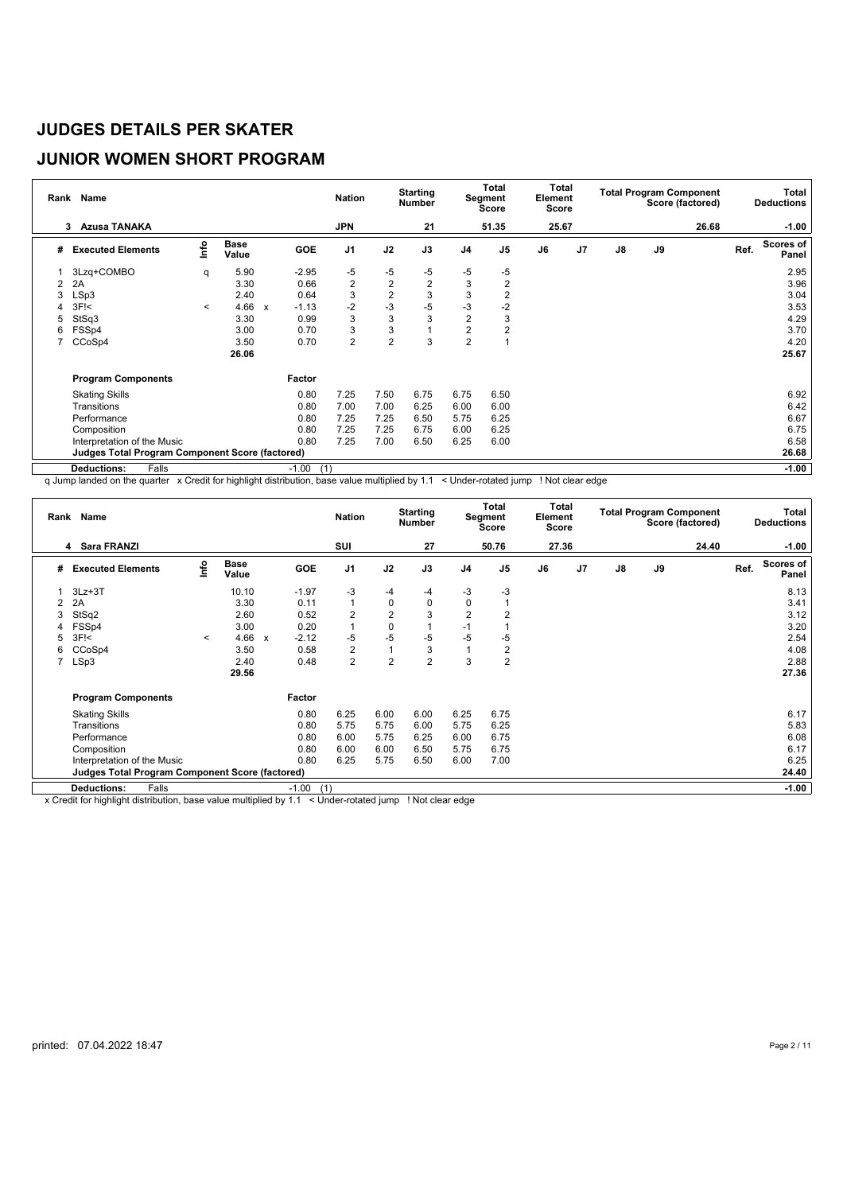# JUDGES DETAILS PER SKATER

## JUNIOR WOMEN SHORT PROGRAM

| Rank | Name | Nation | Starting Number | Total Segment Score | Total Element Score | Total Program Component Score (factored) | Total Deductions |
|---|---|---|---|---|---|---|---|
| 3 | Azusa TANAKA | JPN | 21 | 51.35 | 25.67 | 26.68 | -1.00 |

| # | Executed Elements | Info | Base Value | | GOE | J1 | J2 | J3 | J4 | J5 | J6 | J7 | J8 | J9 | Ref. | Scores of Panel |
|---|---|---|---|---|---|---|---|---|---|---|---|---|---|---|---|---|
| 1 | 3Lzq+COMBO | q | 5.90 | | -2.95 | -5 | -5 | -5 | -5 | -5 | | | | | | 2.95 |
| 2 | 2A | | 3.30 | | 0.66 | 2 | 2 | 2 | 3 | 2 | | | | | | 3.96 |
| 3 | LSp3 | | 2.40 | | 0.64 | 3 | 2 | 3 | 3 | 2 | | | | | | 3.04 |
| 4 | 3F!< | < | 4.66 | x | -1.13 | -2 | -3 | -5 | -3 | -2 | | | | | | 3.53 |
| 5 | StSq3 | | 3.30 | | 0.99 | 3 | 3 | 3 | 2 | 3 | | | | | | 4.29 |
| 6 | FSSp4 | | 3.00 | | 0.70 | 3 | 3 | 1 | 2 | 2 | | | | | | 3.70 |
| 7 | CCoSp4 | | 3.50 | | 0.70 | 2 | 2 | 3 | 2 | 1 | | | | | | 4.20 |
| | | | 26.06 | | | | | | | | | | | | | 25.67 |

| Program Components | Factor | J1 | J2 | J3 | J4 | J5 | J6 | J7 | J8 | J9 | | Scores of Panel |
|---|---|---|---|---|---|---|---|---|---|---|---|---|
| Skating Skills | 0.80 | 7.25 | 7.50 | 6.75 | 6.75 | 6.50 | | | | | | 6.92 |
| Transitions | 0.80 | 7.00 | 7.00 | 6.25 | 6.00 | 6.00 | | | | | | 6.42 |
| Performance | 0.80 | 7.25 | 7.25 | 6.50 | 5.75 | 6.25 | | | | | | 6.67 |
| Composition | 0.80 | 7.25 | 7.25 | 6.75 | 6.00 | 6.25 | | | | | | 6.75 |
| Interpretation of the Music | 0.80 | 7.25 | 7.00 | 6.50 | 6.25 | 6.00 | | | | | | 6.58 |
| Judges Total Program Component Score (factored) | | | | | | | | | | | | 26.68 |
| Deductions: Falls | -1.00 (1) | | | | | | | | | | | -1.00 |

q Jump landed on the quarter x Credit for highlight distribution, base value multiplied by 1.1 < Under-rotated jump ! Not clear edge

| Rank | Name | Nation | Starting Number | Total Segment Score | Total Element Score | Total Program Component Score (factored) | Total Deductions |
|---|---|---|---|---|---|---|---|
| 4 | Sara FRANZI | SUI | 27 | 50.76 | 27.36 | 24.40 | -1.00 |

| # | Executed Elements | Info | Base Value | | GOE | J1 | J2 | J3 | J4 | J5 | J6 | J7 | J8 | J9 | Ref. | Scores of Panel |
|---|---|---|---|---|---|---|---|---|---|---|---|---|---|---|---|---|
| 1 | 3Lz+3T | | 10.10 | | -1.97 | -3 | -4 | -4 | -3 | -3 | | | | | | 8.13 |
| 2 | 2A | | 3.30 | | 0.11 | 1 | 0 | 0 | 0 | 1 | | | | | | 3.41 |
| 3 | StSq2 | | 2.60 | | 0.52 | 2 | 2 | 3 | 2 | 2 | | | | | | 3.12 |
| 4 | FSSp4 | | 3.00 | | 0.20 | 1 | 0 | 1 | -1 | 1 | | | | | | 3.20 |
| 5 | 3F!< | < | 4.66 | x | -2.12 | -5 | -5 | -5 | -5 | -5 | | | | | | 2.54 |
| 6 | CCoSp4 | | 3.50 | | 0.58 | 2 | 1 | 3 | 1 | 2 | | | | | | 4.08 |
| 7 | LSp3 | | 2.40 | | 0.48 | 2 | 2 | 2 | 3 | 2 | | | | | | 2.88 |
| | | | 29.56 | | | | | | | | | | | | | 27.36 |

| Program Components | Factor | J1 | J2 | J3 | J4 | J5 | J6 | J7 | J8 | J9 | | Scores of Panel |
|---|---|---|---|---|---|---|---|---|---|---|---|---|
| Skating Skills | 0.80 | 6.25 | 6.00 | 6.00 | 6.25 | 6.75 | | | | | | 6.17 |
| Transitions | 0.80 | 5.75 | 5.75 | 6.00 | 5.75 | 6.25 | | | | | | 5.83 |
| Performance | 0.80 | 6.00 | 5.75 | 6.25 | 6.00 | 6.75 | | | | | | 6.08 |
| Composition | 0.80 | 6.00 | 6.00 | 6.50 | 5.75 | 6.75 | | | | | | 6.17 |
| Interpretation of the Music | 0.80 | 6.25 | 5.75 | 6.50 | 6.00 | 7.00 | | | | | | 6.25 |
| Judges Total Program Component Score (factored) | | | | | | | | | | | | 24.40 |
| Deductions: Falls | -1.00 (1) | | | | | | | | | | | -1.00 |

x Credit for highlight distribution, base value multiplied by 1.1 < Under-rotated jump ! Not clear edge

printed: 07.04.2022 18:47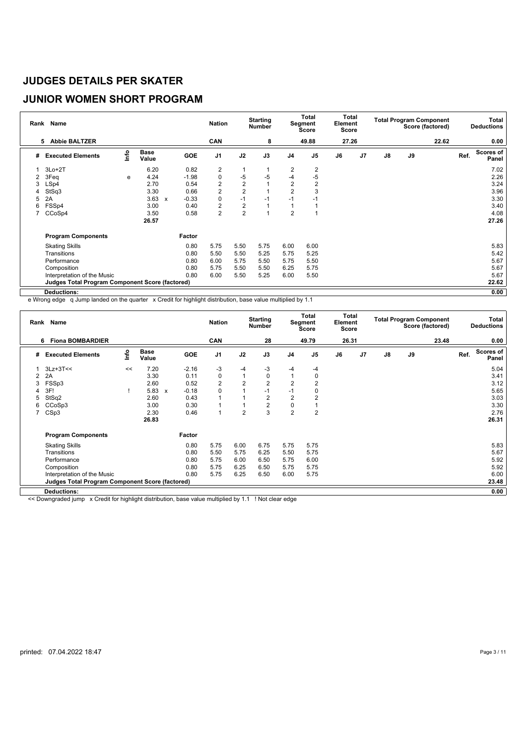# JUDGES DETAILS PER SKATER

## JUNIOR WOMEN SHORT PROGRAM

| Rank | Name | Nation | Starting Number | Total Segment Score | Total Element Score | Total Program Component Score (factored) | Total Deductions |
|---|---|---|---|---|---|---|---|
| 5 | Abbie BALTZER | CAN | 8 | 49.88 | 27.26 | 22.62 | 0.00 |

| # | Executed Elements | Info | Base Value | | GOE | J1 | J2 | J3 | J4 | J5 | J6 | J7 | J8 | J9 | Ref. | Scores of Panel |
|---|---|---|---|---|---|---|---|---|---|---|---|---|---|---|---|---|
| 1 | 3Lo+2T | | 6.20 | | 0.82 | 2 | 1 | 1 | 2 | 2 | | | | | | 7.02 |
| 2 | 3Feq | e | 4.24 | | -1.98 | 0 | -5 | -5 | -4 | -5 | | | | | | 2.26 |
| 3 | LSp4 | | 2.70 | | 0.54 | 2 | 2 | 1 | 2 | 2 | | | | | | 3.24 |
| 4 | StSq3 | | 3.30 | | 0.66 | 2 | 2 | 1 | 2 | 3 | | | | | | 3.96 |
| 5 | 2A | | 3.63 | x | -0.33 | 0 | -1 | -1 | -1 | -1 | | | | | | 3.30 |
| 6 | FSSp4 | | 3.00 | | 0.40 | 2 | 2 | 1 | 1 | 1 | | | | | | 3.40 |
| 7 | CCoSp4 | | 3.50 | | 0.58 | 2 | 2 | 1 | 2 | 1 | | | | | | 4.08 |
| | | | 26.57 | | | | | | | | | | | | | 27.26 |

| Program Components | Factor | J1 | J2 | J3 | J4 | J5 | J6 | J7 | J8 | J9 | | Scores of Panel |
|---|---|---|---|---|---|---|---|---|---|---|---|---|
| Skating Skills | 0.80 | 5.75 | 5.50 | 5.75 | 6.00 | 6.00 | | | | | | 5.83 |
| Transitions | 0.80 | 5.50 | 5.50 | 5.25 | 5.75 | 5.25 | | | | | | 5.42 |
| Performance | 0.80 | 6.00 | 5.75 | 5.50 | 5.75 | 5.50 | | | | | | 5.67 |
| Composition | 0.80 | 5.75 | 5.50 | 5.50 | 6.25 | 5.75 | | | | | | 5.67 |
| Interpretation of the Music | 0.80 | 6.00 | 5.50 | 5.25 | 6.00 | 5.50 | | | | | | 5.67 |
| **Judges Total Program Component Score (factored)** | | | | | | | | | | | | 22.62 |
| **Deductions:** | | | | | | | | | | | | 0.00 |

e Wrong edge q Jump landed on the quarter x Credit for highlight distribution, base value multiplied by 1.1

| Rank | Name | Nation | Starting Number | Total Segment Score | Total Element Score | Total Program Component Score (factored) | Total Deductions |
|---|---|---|---|---|---|---|---|
| 6 | Fiona BOMBARDIER | CAN | 28 | 49.79 | 26.31 | 23.48 | 0.00 |

| # | Executed Elements | Info | Base Value | | GOE | J1 | J2 | J3 | J4 | J5 | J6 | J7 | J8 | J9 | Ref. | Scores of Panel |
|---|---|---|---|---|---|---|---|---|---|---|---|---|---|---|---|---|
| 1 | 3Lz+3T<< | << | 7.20 | | -2.16 | -3 | -4 | -3 | -4 | -4 | | | | | | 5.04 |
| 2 | 2A | | 3.30 | | 0.11 | 0 | 1 | 0 | 1 | 0 | | | | | | 3.41 |
| 3 | FSSp3 | | 2.60 | | 0.52 | 2 | 2 | 2 | 2 | 2 | | | | | | 3.12 |
| 4 | 3F! | ! | 5.83 | x | -0.18 | 0 | 1 | -1 | -1 | 0 | | | | | | 5.65 |
| 5 | StSq2 | | 2.60 | | 0.43 | 1 | 1 | 2 | 2 | 2 | | | | | | 3.03 |
| 6 | CCoSp3 | | 3.00 | | 0.30 | 1 | 1 | 2 | 0 | 1 | | | | | | 3.30 |
| 7 | CSp3 | | 2.30 | | 0.46 | 1 | 2 | 3 | 2 | 2 | | | | | | 2.76 |
| | | | 26.83 | | | | | | | | | | | | | 26.31 |

| Program Components | Factor | J1 | J2 | J3 | J4 | J5 | J6 | J7 | J8 | J9 | | Scores of Panel |
|---|---|---|---|---|---|---|---|---|---|---|---|---|
| Skating Skills | 0.80 | 5.75 | 6.00 | 6.75 | 5.75 | 5.75 | | | | | | 5.83 |
| Transitions | 0.80 | 5.50 | 5.75 | 6.25 | 5.50 | 5.75 | | | | | | 5.67 |
| Performance | 0.80 | 5.75 | 6.00 | 6.50 | 5.75 | 6.00 | | | | | | 5.92 |
| Composition | 0.80 | 5.75 | 6.25 | 6.50 | 5.75 | 5.75 | | | | | | 5.92 |
| Interpretation of the Music | 0.80 | 5.75 | 6.25 | 6.50 | 6.00 | 5.75 | | | | | | 6.00 |
| **Judges Total Program Component Score (factored)** | | | | | | | | | | | | 23.48 |
| **Deductions:** | | | | | | | | | | | | 0.00 |

<< Downgraded jump x Credit for highlight distribution, base value multiplied by 1.1 ! Not clear edge

printed: 07.04.2022 18:47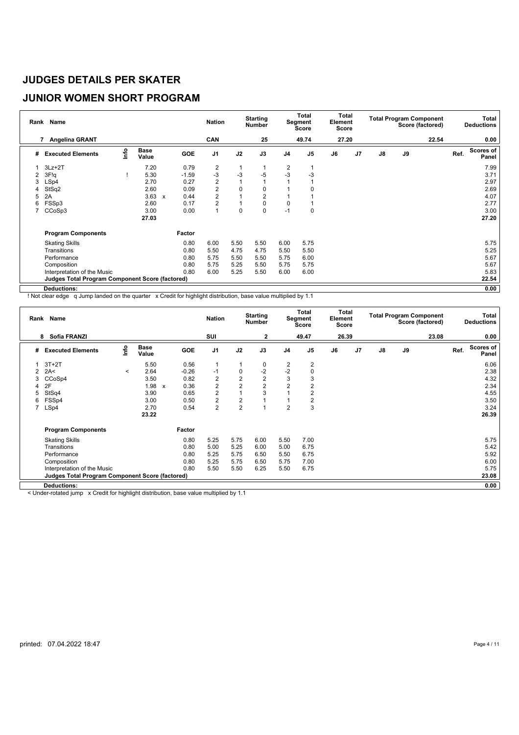# JUDGES DETAILS PER SKATER

## JUNIOR WOMEN SHORT PROGRAM

| Rank | Name | Nation | Starting Number | Total Segment Score | Total Element Score | Total Program Component Score (factored) | Total Deductions |
|---|---|---|---|---|---|---|---|
| 7 | Angelina GRANT | CAN | 25 | 49.74 | 27.20 | 22.54 | 0.00 |

| # | Executed Elements | Info | Base Value | | GOE | J1 | J2 | J3 | J4 | J5 | J6 | J7 | J8 | J9 | Ref. | Scores of Panel |
|---|---|---|---|---|---|---|---|---|---|---|---|---|---|---|---|---|
| 1 | 3Lz+2T | | 7.20 | | 0.79 | 2 | 1 | 1 | 2 | 1 | | | | | | 7.99 |
| 2 | 3F!q | ! | 5.30 | | -1.59 | -3 | -3 | -5 | -3 | -3 | | | | | | 3.71 |
| 3 | LSp4 | | 2.70 | | 0.27 | 2 | 1 | 1 | 1 | 1 | | | | | | 2.97 |
| 4 | StSq2 | | 2.60 | | 0.09 | 2 | 0 | 0 | 1 | 0 | | | | | | 2.69 |
| 5 | 2A | | 3.63 | x | 0.44 | 2 | 1 | 2 | 1 | 1 | | | | | | 4.07 |
| 6 | FSSp3 | | 2.60 | | 0.17 | 2 | 1 | 0 | 0 | 1 | | | | | | 2.77 |
| 7 | CCoSp3 | | 3.00 | | 0.00 | 1 | 0 | 0 | -1 | 0 | | | | | | 3.00 |
| | | | 27.03 | | | | | | | | | | | | | 27.20 |

| Program Components | Factor | J1 | J2 | J3 | J4 | J5 | J6 | J7 | J8 | J9 | Scores of Panel |
|---|---|---|---|---|---|---|---|---|---|---|---|
| Skating Skills | 0.80 | 6.00 | 5.50 | 5.50 | 6.00 | 5.75 | | | | | 5.75 |
| Transitions | 0.80 | 5.50 | 4.75 | 4.75 | 5.50 | 5.50 | | | | | 5.25 |
| Performance | 0.80 | 5.75 | 5.50 | 5.50 | 5.75 | 6.00 | | | | | 5.67 |
| Composition | 0.80 | 5.75 | 5.25 | 5.50 | 5.75 | 5.75 | | | | | 5.67 |
| Interpretation of the Music | 0.80 | 6.00 | 5.25 | 5.50 | 6.00 | 6.00 | | | | | 5.83 |
| **Judges Total Program Component Score (factored)** | | | | | | | | | | | 22.54 |
| **Deductions:** | | | | | | | | | | | 0.00 |

! Not clear edge q Jump landed on the quarter x Credit for highlight distribution, base value multiplied by 1.1

| Rank | Name | Nation | Starting Number | Total Segment Score | Total Element Score | Total Program Component Score (factored) | Total Deductions |
|---|---|---|---|---|---|---|---|
| 8 | Sofia FRANZI | SUI | 2 | 49.47 | 26.39 | 23.08 | 0.00 |

| # | Executed Elements | Info | Base Value | | GOE | J1 | J2 | J3 | J4 | J5 | J6 | J7 | J8 | J9 | Ref. | Scores of Panel |
|---|---|---|---|---|---|---|---|---|---|---|---|---|---|---|---|---|
| 1 | 3T+2T | | 5.50 | | 0.56 | 1 | 1 | 0 | 2 | 2 | | | | | | 6.06 |
| 2 | 2A< | < | 2.64 | | -0.26 | -1 | 0 | -2 | -2 | 0 | | | | | | 2.38 |
| 3 | CCoSp4 | | 3.50 | | 0.82 | 2 | 2 | 2 | 3 | 3 | | | | | | 4.32 |
| 4 | 2F | | 1.98 | x | 0.36 | 2 | 2 | 2 | 2 | 2 | | | | | | 2.34 |
| 5 | StSq4 | | 3.90 | | 0.65 | 2 | 1 | 3 | 1 | 2 | | | | | | 4.55 |
| 6 | FSSp4 | | 3.00 | | 0.50 | 2 | 2 | 1 | 1 | 2 | | | | | | 3.50 |
| 7 | LSp4 | | 2.70 | | 0.54 | 2 | 2 | 1 | 2 | 3 | | | | | | 3.24 |
| | | | 23.22 | | | | | | | | | | | | | 26.39 |

| Program Components | Factor | J1 | J2 | J3 | J4 | J5 | J6 | J7 | J8 | J9 | Scores of Panel |
|---|---|---|---|---|---|---|---|---|---|---|---|
| Skating Skills | 0.80 | 5.25 | 5.75 | 6.00 | 5.50 | 7.00 | | | | | 5.75 |
| Transitions | 0.80 | 5.00 | 5.25 | 6.00 | 5.00 | 6.75 | | | | | 5.42 |
| Performance | 0.80 | 5.25 | 5.75 | 6.50 | 5.50 | 6.75 | | | | | 5.92 |
| Composition | 0.80 | 5.25 | 5.75 | 6.50 | 5.75 | 7.00 | | | | | 6.00 |
| Interpretation of the Music | 0.80 | 5.50 | 5.50 | 6.25 | 5.50 | 6.75 | | | | | 5.75 |
| **Judges Total Program Component Score (factored)** | | | | | | | | | | | 23.08 |
| **Deductions:** | | | | | | | | | | | 0.00 |

< Under-rotated jump x Credit for highlight distribution, base value multiplied by 1.1

printed: 07.04.2022 18:47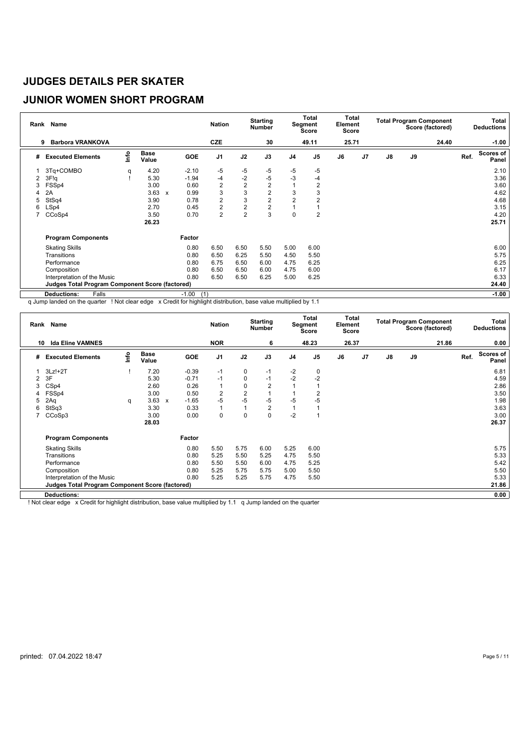# JUDGES DETAILS PER SKATER

## JUNIOR WOMEN SHORT PROGRAM

| Rank | Name | Nation | Starting Number | Total Segment Score | Total Element Score | Total Program Component Score (factored) | Total Deductions |
|---|---|---|---|---|---|---|---|
| 9 | Barbora VRANKOVA | CZE | 30 | 49.11 | 25.71 | 24.40 | -1.00 |

| # | Executed Elements | Info | Base Value | | GOE | J1 | J2 | J3 | J4 | J5 | J6 | J7 | J8 | J9 | Ref. | Scores of Panel |
|---|---|---|---|---|---|---|---|---|---|---|---|---|---|---|---|---|
| 1 | 3Tq+COMBO | q | 4.20 | | -2.10 | -5 | -5 | -5 | -5 | -5 | | | | | | 2.10 |
| 2 | 3F!q | ! | 5.30 | | -1.94 | -4 | -2 | -5 | -3 | -4 | | | | | | 3.36 |
| 3 | FSSp4 | | 3.00 | | 0.60 | 2 | 2 | 2 | 1 | 2 | | | | | | 3.60 |
| 4 | 2A | | 3.63 | x | 0.99 | 3 | 3 | 2 | 3 | 3 | | | | | | 4.62 |
| 5 | StSq4 | | 3.90 | | 0.78 | 2 | 3 | 2 | 2 | 2 | | | | | | 4.68 |
| 6 | LSp4 | | 2.70 | | 0.45 | 2 | 2 | 2 | 1 | 1 | | | | | | 3.15 |
| 7 | CCoSp4 | | 3.50 | | 0.70 | 2 | 2 | 3 | 0 | 2 | | | | | | 4.20 |
| | | | 26.23 | | | | | | | | | | | | | 25.71 |

| Program Components | Factor | J1 | J2 | J3 | J4 | J5 | J6 | J7 | J8 | J9 | Ref. | Scores of Panel |
|---|---|---|---|---|---|---|---|---|---|---|---|---|
| Skating Skills | 0.80 | 6.50 | 6.50 | 5.50 | 5.00 | 6.00 | | | | | | 6.00 |
| Transitions | 0.80 | 6.50 | 6.25 | 5.50 | 4.50 | 5.50 | | | | | | 5.75 |
| Performance | 0.80 | 6.75 | 6.50 | 6.00 | 4.75 | 6.25 | | | | | | 6.25 |
| Composition | 0.80 | 6.50 | 6.50 | 6.00 | 4.75 | 6.00 | | | | | | 6.17 |
| Interpretation of the Music | 0.80 | 6.50 | 6.50 | 6.25 | 5.00 | 6.25 | | | | | | 6.33 |
| Judges Total Program Component Score (factored) | | | | | | | | | | | | 24.40 |

| Deductions: | Falls | -1.00 (1) | -1.00 |
|---|---|---|---|

q Jump landed on the quarter ! Not clear edge x Credit for highlight distribution, base value multiplied by 1.1

| Rank | Name | Nation | Starting Number | Total Segment Score | Total Element Score | Total Program Component Score (factored) | Total Deductions |
|---|---|---|---|---|---|---|---|
| 10 | Ida Eline VAMNES | NOR | 6 | 48.23 | 26.37 | 21.86 | 0.00 |

| # | Executed Elements | Info | Base Value | | GOE | J1 | J2 | J3 | J4 | J5 | J6 | J7 | J8 | J9 | Ref. | Scores of Panel |
|---|---|---|---|---|---|---|---|---|---|---|---|---|---|---|---|---|
| 1 | 3Lz!+2T | ! | 7.20 | | -0.39 | -1 | 0 | -1 | -2 | 0 | | | | | | 6.81 |
| 2 | 3F | | 5.30 | | -0.71 | -1 | 0 | -1 | -2 | -2 | | | | | | 4.59 |
| 3 | CSp4 | | 2.60 | | 0.26 | 1 | 0 | 2 | 1 | 1 | | | | | | 2.86 |
| 4 | FSSp4 | | 3.00 | | 0.50 | 2 | 2 | 1 | 1 | 2 | | | | | | 3.50 |
| 5 | 2Aq | q | 3.63 | x | -1.65 | -5 | -5 | -5 | -5 | -5 | | | | | | 1.98 |
| 6 | StSq3 | | 3.30 | | 0.33 | 1 | 1 | 2 | 1 | 1 | | | | | | 3.63 |
| 7 | CCoSp3 | | 3.00 | | 0.00 | 0 | 0 | 0 | -2 | 1 | | | | | | 3.00 |
| | | | 28.03 | | | | | | | | | | | | | 26.37 |

| Program Components | Factor | J1 | J2 | J3 | J4 | J5 | J6 | J7 | J8 | J9 | Ref. | Scores of Panel |
|---|---|---|---|---|---|---|---|---|---|---|---|---|
| Skating Skills | 0.80 | 5.50 | 5.75 | 6.00 | 5.25 | 6.00 | | | | | | 5.75 |
| Transitions | 0.80 | 5.25 | 5.50 | 5.25 | 4.75 | 5.50 | | | | | | 5.33 |
| Performance | 0.80 | 5.50 | 5.50 | 6.00 | 4.75 | 5.25 | | | | | | 5.42 |
| Composition | 0.80 | 5.25 | 5.75 | 5.75 | 5.00 | 5.50 | | | | | | 5.50 |
| Interpretation of the Music | 0.80 | 5.25 | 5.25 | 5.75 | 4.75 | 5.50 | | | | | | 5.33 |
| Judges Total Program Component Score (factored) | | | | | | | | | | | | 21.86 |

| Deductions: | | 0.00 |
|---|---|---|

! Not clear edge x Credit for highlight distribution, base value multiplied by 1.1 q Jump landed on the quarter

printed: 07.04.2022 18:47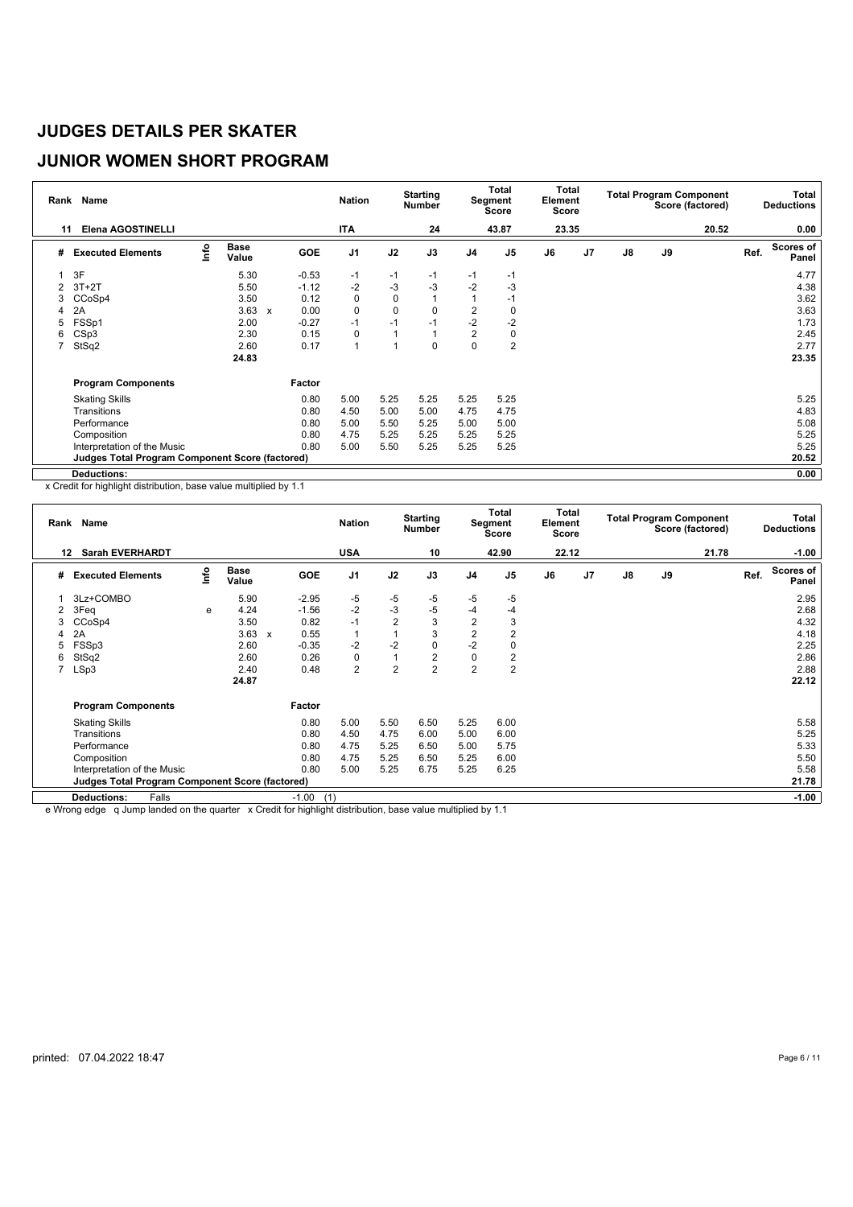# JUDGES DETAILS PER SKATER

## JUNIOR WOMEN SHORT PROGRAM

| Rank | Name | Nation | Starting Number | Total Segment Score | Total Element Score | Total Program Component Score (factored) | Total Deductions |
|---|---|---|---|---|---|---|---|
| 11 | Elena AGOSTINELLI | ITA | 24 | 43.87 | 23.35 | 20.52 | 0.00 |

| # | Executed Elements | Info | Base Value | | GOE | J1 | J2 | J3 | J4 | J5 | J6 | J7 | J8 | J9 | Ref. | Scores of Panel |
|---|---|---|---|---|---|---|---|---|---|---|---|---|---|---|---|---|
| 1 | 3F | | 5.30 | | -0.53 | -1 | -1 | -1 | -1 | -1 | | | | | | 4.77 |
| 2 | 3T+2T | | 5.50 | | -1.12 | -2 | -3 | -3 | -2 | -3 | | | | | | 4.38 |
| 3 | CCoSp4 | | 3.50 | | 0.12 | 0 | 0 | 1 | 1 | -1 | | | | | | 3.62 |
| 4 | 2A | | 3.63 | x | 0.00 | 0 | 0 | 0 | 2 | 0 | | | | | | 3.63 |
| 5 | FSSp1 | | 2.00 | | -0.27 | -1 | -1 | -1 | -2 | -2 | | | | | | 1.73 |
| 6 | CSp3 | | 2.30 | | 0.15 | 0 | 1 | 1 | 2 | 0 | | | | | | 2.45 |
| 7 | StSq2 | | 2.60 | | 0.17 | 1 | 1 | 0 | 0 | 2 | | | | | | 2.77 |
| | | | 24.83 | | | | | | | | | | | | | 23.35 |

| Program Components | Factor | J1 | J2 | J3 | J4 | J5 | J6 | J7 | J8 | J9 | Scores of Panel |
|---|---|---|---|---|---|---|---|---|---|---|---|
| Skating Skills | 0.80 | 5.00 | 5.25 | 5.25 | 5.25 | 5.25 | | | | | 5.25 |
| Transitions | 0.80 | 4.50 | 5.00 | 5.00 | 4.75 | 4.75 | | | | | 4.83 |
| Performance | 0.80 | 5.00 | 5.50 | 5.25 | 5.00 | 5.00 | | | | | 5.08 |
| Composition | 0.80 | 4.75 | 5.25 | 5.25 | 5.25 | 5.25 | | | | | 5.25 |
| Interpretation of the Music | 0.80 | 5.00 | 5.50 | 5.25 | 5.25 | 5.25 | | | | | 5.25 |
| **Judges Total Program Component Score (factored)** | | | | | | | | | | | 20.52 |
| **Deductions:** | | | | | | | | | | | 0.00 |

x Credit for highlight distribution, base value multiplied by 1.1

| Rank | Name | Nation | Starting Number | Total Segment Score | Total Element Score | Total Program Component Score (factored) | Total Deductions |
|---|---|---|---|---|---|---|---|
| 12 | Sarah EVERHARDT | USA | 10 | 42.90 | 22.12 | 21.78 | -1.00 |

| # | Executed Elements | Info | Base Value | | GOE | J1 | J2 | J3 | J4 | J5 | J6 | J7 | J8 | J9 | Ref. | Scores of Panel |
|---|---|---|---|---|---|---|---|---|---|---|---|---|---|---|---|---|
| 1 | 3Lz+COMBO | | 5.90 | | -2.95 | -5 | -5 | -5 | -5 | -5 | | | | | | 2.95 |
| 2 | 3Feq | e | 4.24 | | -1.56 | -2 | -3 | -5 | -4 | -4 | | | | | | 2.68 |
| 3 | CCoSp4 | | 3.50 | | 0.82 | -1 | 2 | 3 | 2 | 3 | | | | | | 4.32 |
| 4 | 2A | | 3.63 | x | 0.55 | 1 | 1 | 3 | 2 | 2 | | | | | | 4.18 |
| 5 | FSSp3 | | 2.60 | | -0.35 | -2 | -2 | 0 | -2 | 0 | | | | | | 2.25 |
| 6 | StSq2 | | 2.60 | | 0.26 | 0 | 1 | 2 | 0 | 2 | | | | | | 2.86 |
| 7 | LSp3 | | 2.40 | | 0.48 | 2 | 2 | 2 | 2 | 2 | | | | | | 2.88 |
| | | | 24.87 | | | | | | | | | | | | | 22.12 |

| Program Components | Factor | J1 | J2 | J3 | J4 | J5 | J6 | J7 | J8 | J9 | Scores of Panel |
|---|---|---|---|---|---|---|---|---|---|---|---|
| Skating Skills | 0.80 | 5.00 | 5.50 | 6.50 | 5.25 | 6.00 | | | | | 5.58 |
| Transitions | 0.80 | 4.50 | 4.75 | 6.00 | 5.00 | 6.00 | | | | | 5.25 |
| Performance | 0.80 | 4.75 | 5.25 | 6.50 | 5.00 | 5.75 | | | | | 5.33 |
| Composition | 0.80 | 4.75 | 5.25 | 6.50 | 5.25 | 6.00 | | | | | 5.50 |
| Interpretation of the Music | 0.80 | 5.00 | 5.25 | 6.75 | 5.25 | 6.25 | | | | | 5.58 |
| **Judges Total Program Component Score (factored)** | | | | | | | | | | | 21.78 |
| **Deductions:** Falls | -1.00 (1) | | | | | | | | | | -1.00 |

e Wrong edge q Jump landed on the quarter x Credit for highlight distribution, base value multiplied by 1.1

printed: 07.04.2022 18:47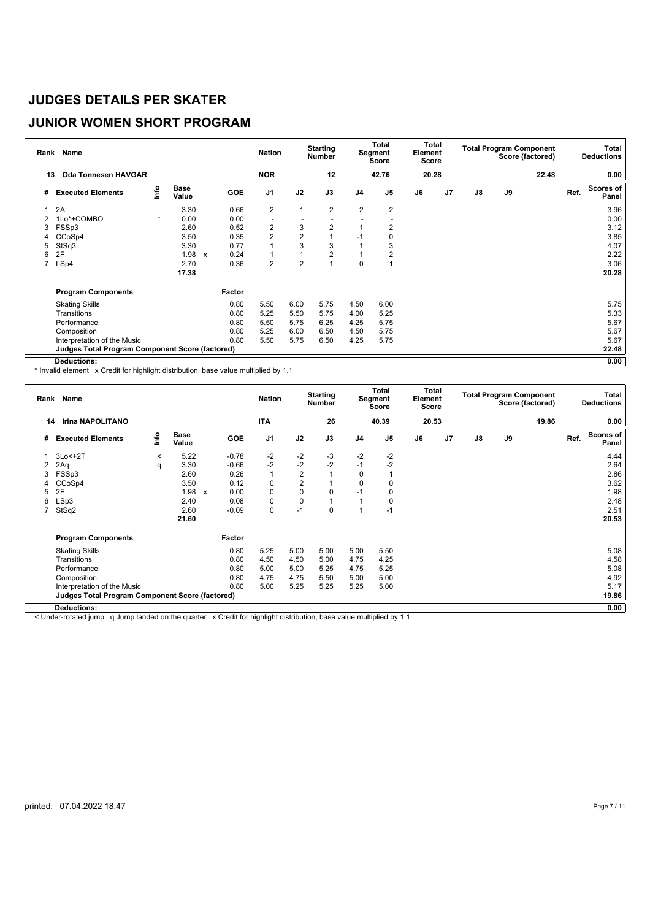# JUDGES DETAILS PER SKATER

## JUNIOR WOMEN SHORT PROGRAM

| Rank | Name | Nation | Starting Number | Total Segment Score | Total Element Score | Total Program Component Score (factored) | Total Deductions |
|---|---|---|---|---|---|---|---|
| 13 | Oda Tonnesen HAVGAR | NOR | 12 | 42.76 | 20.28 | 22.48 | 0.00 |

| # | Executed Elements | Info | Base Value | | GOE | J1 | J2 | J3 | J4 | J5 | J6 | J7 | J8 | J9 | Ref. | Scores of Panel |
|---|---|---|---|---|---|---|---|---|---|---|---|---|---|---|---|---|
| 1 | 2A | | 3.30 | | 0.66 | 2 | 1 | 2 | 2 | 2 | | | | | | 3.96 |
| 2 | 1Lo*+COMBO | * | 0.00 | | 0.00 | - | - | - | - | - | | | | | | 0.00 |
| 3 | FSSp3 | | 2.60 | | 0.52 | 2 | 3 | 2 | 1 | 2 | | | | | | 3.12 |
| 4 | CCoSp4 | | 3.50 | | 0.35 | 2 | 2 | 1 | -1 | 0 | | | | | | 3.85 |
| 5 | StSq3 | | 3.30 | | 0.77 | 1 | 3 | 3 | 1 | 3 | | | | | | 4.07 |
| 6 | 2F | | 1.98 | x | 0.24 | 1 | 1 | 2 | 1 | 2 | | | | | | 2.22 |
| 7 | LSp4 | | 2.70 | | 0.36 | 2 | 2 | 1 | 0 | 1 | | | | | | 3.06 |
| | | | 17.38 | | | | | | | | | | | | | 20.28 |

| Program Components | Factor | J1 | J2 | J3 | J4 | J5 | J6 | J7 | J8 | J9 | Scores of Panel |
|---|---|---|---|---|---|---|---|---|---|---|---|
| Skating Skills | 0.80 | 5.50 | 6.00 | 5.75 | 4.50 | 6.00 | | | | | 5.75 |
| Transitions | 0.80 | 5.25 | 5.50 | 5.75 | 4.00 | 5.25 | | | | | 5.33 |
| Performance | 0.80 | 5.50 | 5.75 | 6.25 | 4.25 | 5.75 | | | | | 5.67 |
| Composition | 0.80 | 5.25 | 6.00 | 6.50 | 4.50 | 5.75 | | | | | 5.67 |
| Interpretation of the Music | 0.80 | 5.50 | 5.75 | 6.50 | 4.25 | 5.75 | | | | | 5.67 |
| **Judges Total Program Component Score (factored)** | | | | | | | | | | | 22.48 |
| **Deductions:** | | | | | | | | | | | 0.00 |

\* Invalid element x Credit for highlight distribution, base value multiplied by 1.1

| Rank | Name | Nation | Starting Number | Total Segment Score | Total Element Score | Total Program Component Score (factored) | Total Deductions |
|---|---|---|---|---|---|---|---|
| 14 | Irina NAPOLITANO | ITA | 26 | 40.39 | 20.53 | 19.86 | 0.00 |

| # | Executed Elements | Info | Base Value | | GOE | J1 | J2 | J3 | J4 | J5 | J6 | J7 | J8 | J9 | Ref. | Scores of Panel |
|---|---|---|---|---|---|---|---|---|---|---|---|---|---|---|---|---|
| 1 | 3Lo<+2T | < | 5.22 | | -0.78 | -2 | -2 | -3 | -2 | -2 | | | | | | 4.44 |
| 2 | 2Aq | q | 3.30 | | -0.66 | -2 | -2 | -2 | -1 | -2 | | | | | | 2.64 |
| 3 | FSSp3 | | 2.60 | | 0.26 | 1 | 2 | 1 | 0 | 1 | | | | | | 2.86 |
| 4 | CCoSp4 | | 3.50 | | 0.12 | 0 | 2 | 1 | 0 | 0 | | | | | | 3.62 |
| 5 | 2F | | 1.98 | x | 0.00 | 0 | 0 | 0 | -1 | 0 | | | | | | 1.98 |
| 6 | LSp3 | | 2.40 | | 0.08 | 0 | 0 | 1 | 1 | 0 | | | | | | 2.48 |
| 7 | StSq2 | | 2.60 | | -0.09 | 0 | -1 | 0 | 1 | -1 | | | | | | 2.51 |
| | | | 21.60 | | | | | | | | | | | | | 20.53 |

| Program Components | Factor | J1 | J2 | J3 | J4 | J5 | J6 | J7 | J8 | J9 | Scores of Panel |
|---|---|---|---|---|---|---|---|---|---|---|---|
| Skating Skills | 0.80 | 5.25 | 5.00 | 5.00 | 5.00 | 5.50 | | | | | 5.08 |
| Transitions | 0.80 | 4.50 | 4.50 | 5.00 | 4.75 | 4.25 | | | | | 4.58 |
| Performance | 0.80 | 5.00 | 5.00 | 5.25 | 4.75 | 5.25 | | | | | 5.08 |
| Composition | 0.80 | 4.75 | 4.75 | 5.50 | 5.00 | 5.00 | | | | | 4.92 |
| Interpretation of the Music | 0.80 | 5.00 | 5.25 | 5.25 | 5.25 | 5.00 | | | | | 5.17 |
| **Judges Total Program Component Score (factored)** | | | | | | | | | | | 19.86 |
| **Deductions:** | | | | | | | | | | | 0.00 |

< Under-rotated jump q Jump landed on the quarter x Credit for highlight distribution, base value multiplied by 1.1

printed: 07.04.2022 18:47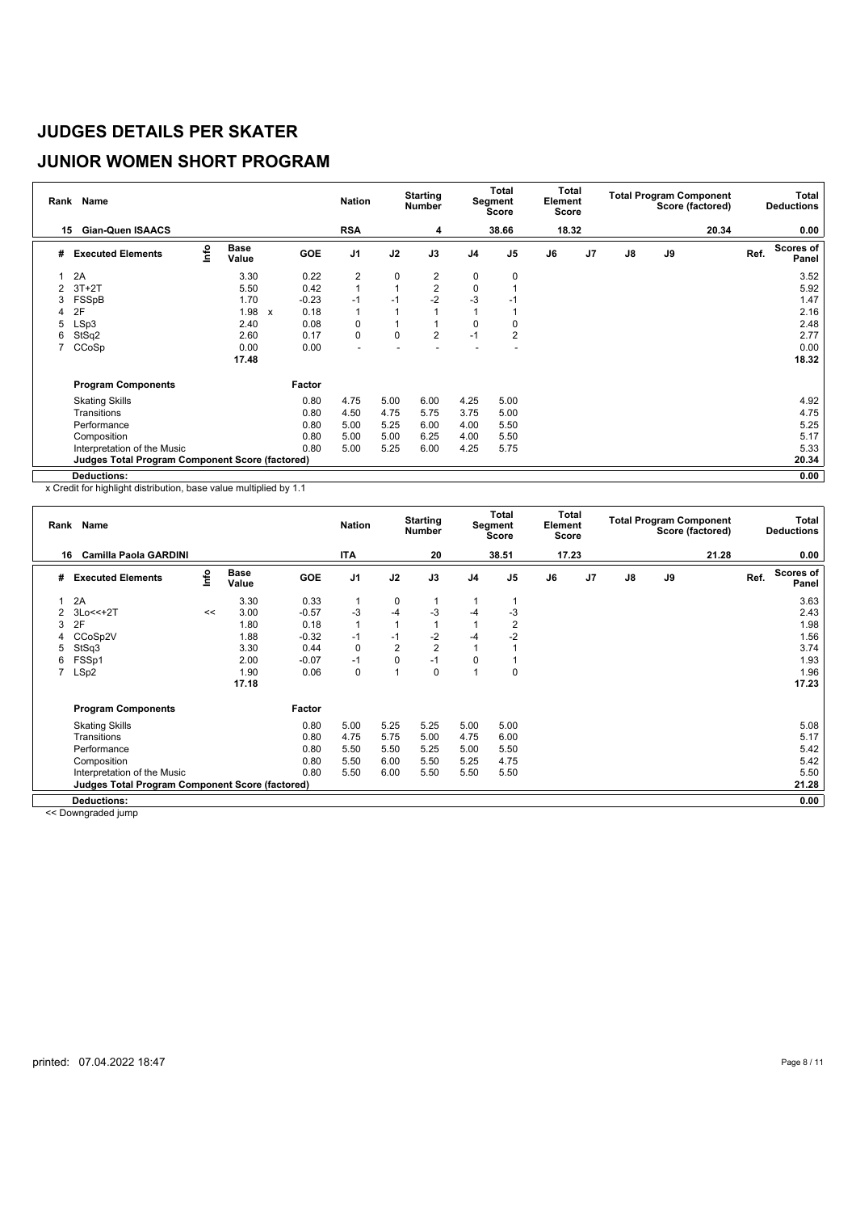# JUDGES DETAILS PER SKATER

## JUNIOR WOMEN SHORT PROGRAM

| Rank | Name | Nation | Starting Number | Total Segment Score | Total Element Score | Total Program Component Score (factored) | Total Deductions |
|---|---|---|---|---|---|---|---|
| 15 | Gian-Quen ISAACS | RSA | 4 | 38.66 | 18.32 | 20.34 | 0.00 |

| # | Executed Elements | Info | Base Value | | GOE | J1 | J2 | J3 | J4 | J5 | J6 | J7 | J8 | J9 | Ref. | Scores of Panel |
|---|---|---|---|---|---|---|---|---|---|---|---|---|---|---|---|---|
| 1 | 2A | | 3.30 | | 0.22 | 2 | 0 | 2 | 0 | 0 | | | | | | 3.52 |
| 2 | 3T+2T | | 5.50 | | 0.42 | 1 | 1 | 2 | 0 | 1 | | | | | | 5.92 |
| 3 | FSSpB | | 1.70 | | -0.23 | -1 | -1 | -2 | -3 | -1 | | | | | | 1.47 |
| 4 | 2F | | 1.98 | x | 0.18 | 1 | 1 | 1 | 1 | 1 | | | | | | 2.16 |
| 5 | LSp3 | | 2.40 | | 0.08 | 0 | 1 | 1 | 0 | 0 | | | | | | 2.48 |
| 6 | StSq2 | | 2.60 | | 0.17 | 0 | 0 | 2 | -1 | 2 | | | | | | 2.77 |
| 7 | CCoSp | | 0.00 | | 0.00 | - | - | - | - | - | | | | | | 0.00 |
| | | | 17.48 | | | | | | | | | | | | | 18.32 |

| Program Components | Factor | J1 | J2 | J3 | J4 | J5 | J6 | J7 | J8 | J9 | Scores of Panel |
|---|---|---|---|---|---|---|---|---|---|---|---|
| Skating Skills | 0.80 | 4.75 | 5.00 | 6.00 | 4.25 | 5.00 | | | | | 4.92 |
| Transitions | 0.80 | 4.50 | 4.75 | 5.75 | 3.75 | 5.00 | | | | | 4.75 |
| Performance | 0.80 | 5.00 | 5.25 | 6.00 | 4.00 | 5.50 | | | | | 5.25 |
| Composition | 0.80 | 5.00 | 5.00 | 6.25 | 4.00 | 5.50 | | | | | 5.17 |
| Interpretation of the Music | 0.80 | 5.00 | 5.25 | 6.00 | 4.25 | 5.75 | | | | | 5.33 |
| **Judges Total Program Component Score (factored)** | | | | | | | | | | | 20.34 |
| **Deductions:** | | | | | | | | | | | 0.00 |

x Credit for highlight distribution, base value multiplied by 1.1

| Rank | Name | Nation | Starting Number | Total Segment Score | Total Element Score | Total Program Component Score (factored) | Total Deductions |
|---|---|---|---|---|---|---|---|
| 16 | Camilla Paola GARDINI | ITA | 20 | 38.51 | 17.23 | 21.28 | 0.00 |

| # | Executed Elements | Info | Base Value | GOE | J1 | J2 | J3 | J4 | J5 | J6 | J7 | J8 | J9 | Ref. | Scores of Panel |
|---|---|---|---|---|---|---|---|---|---|---|---|---|---|---|---|
| 1 | 2A | | 3.30 | 0.33 | 1 | 0 | 1 | 1 | 1 | | | | | | 3.63 |
| 2 | 3Lo<<+2T | << | 3.00 | -0.57 | -3 | -4 | -3 | -4 | -3 | | | | | | 2.43 |
| 3 | 2F | | 1.80 | 0.18 | 1 | 1 | 1 | 1 | 2 | | | | | | 1.98 |
| 4 | CCoSp2V | | 1.88 | -0.32 | -1 | -1 | -2 | -4 | -2 | | | | | | 1.56 |
| 5 | StSq3 | | 3.30 | 0.44 | 0 | 2 | 2 | 1 | 1 | | | | | | 3.74 |
| 6 | FSSp1 | | 2.00 | -0.07 | -1 | 0 | -1 | 0 | 1 | | | | | | 1.93 |
| 7 | LSp2 | | 1.90 | 0.06 | 0 | 1 | 0 | 1 | 0 | | | | | | 1.96 |
| | | | 17.18 | | | | | | | | | | | | 17.23 |

| Program Components | Factor | J1 | J2 | J3 | J4 | J5 | J6 | J7 | J8 | J9 | Scores of Panel |
|---|---|---|---|---|---|---|---|---|---|---|---|
| Skating Skills | 0.80 | 5.00 | 5.25 | 5.25 | 5.00 | 5.00 | | | | | 5.08 |
| Transitions | 0.80 | 4.75 | 5.75 | 5.00 | 4.75 | 6.00 | | | | | 5.17 |
| Performance | 0.80 | 5.50 | 5.50 | 5.25 | 5.00 | 5.50 | | | | | 5.42 |
| Composition | 0.80 | 5.50 | 6.00 | 5.50 | 5.25 | 4.75 | | | | | 5.42 |
| Interpretation of the Music | 0.80 | 5.50 | 6.00 | 5.50 | 5.50 | 5.50 | | | | | 5.50 |
| **Judges Total Program Component Score (factored)** | | | | | | | | | | | 21.28 |
| **Deductions:** | | | | | | | | | | | 0.00 |

<< Downgraded jump

printed: 07.04.2022 18:47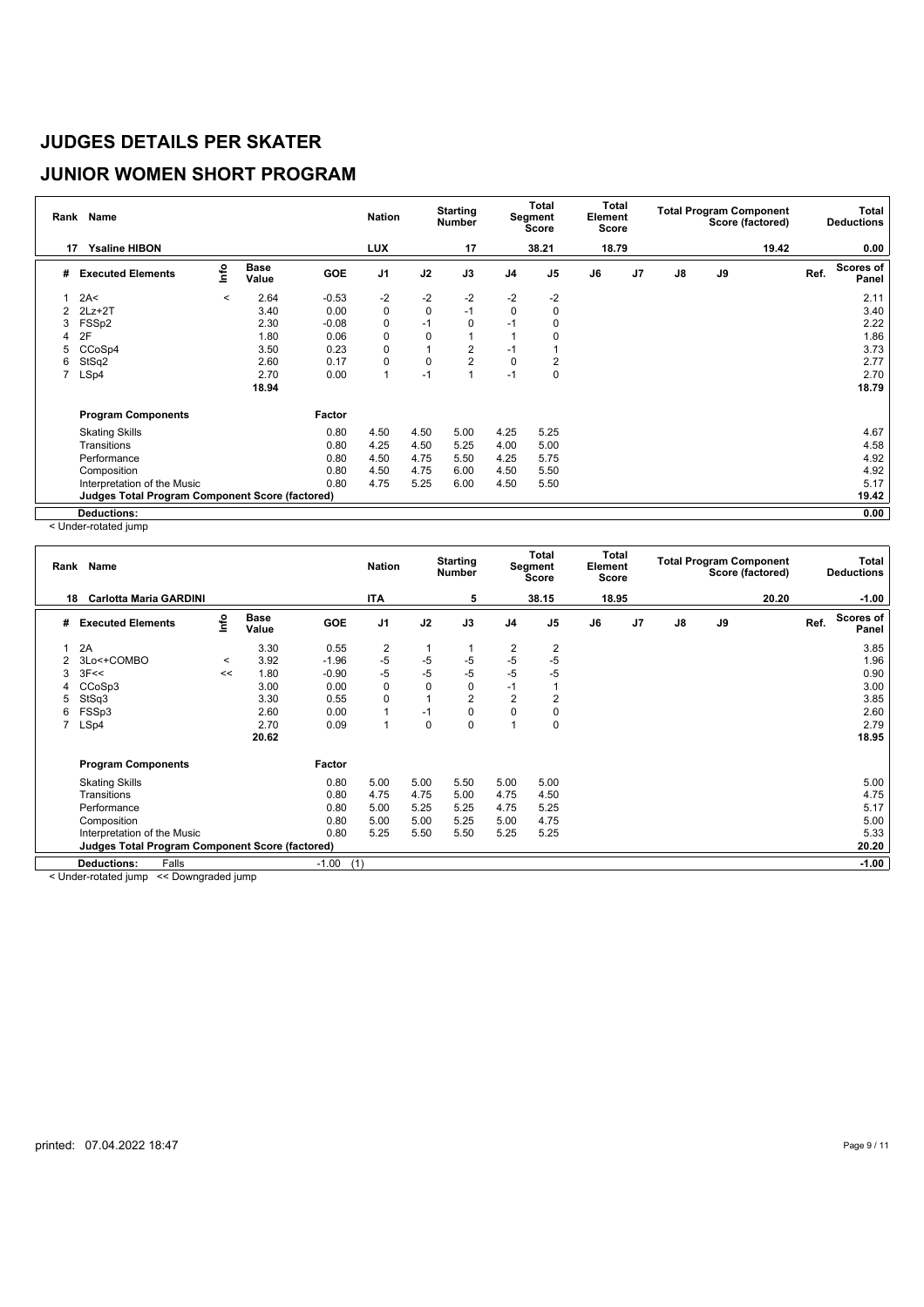# JUDGES DETAILS PER SKATER

## JUNIOR WOMEN SHORT PROGRAM

| Rank | Name | Nation | Starting Number | Total Segment Score | Total Element Score | Total Program Component Score (factored) | Total Deductions |
|---|---|---|---|---|---|---|---|
| 17 | Ysaline HIBON | LUX | 17 | 38.21 | 18.79 | 19.42 | 0.00 |

| # | Executed Elements | Info | Base Value | GOE | J1 | J2 | J3 | J4 | J5 | J6 | J7 | J8 | J9 | Ref. | Scores of Panel |
|---|---|---|---|---|---|---|---|---|---|---|---|---|---|---|---|
| 1 | 2A< | < | 2.64 | -0.53 | -2 | -2 | -2 | -2 | -2 | | | | | | 2.11 |
| 2 | 2Lz+2T | | 3.40 | 0.00 | 0 | 0 | -1 | 0 | 0 | | | | | | 3.40 |
| 3 | FSSp2 | | 2.30 | -0.08 | 0 | -1 | 0 | -1 | 0 | | | | | | 2.22 |
| 4 | 2F | | 1.80 | 0.06 | 0 | 0 | 1 | 1 | 0 | | | | | | 1.86 |
| 5 | CCoSp4 | | 3.50 | 0.23 | 0 | 1 | 2 | -1 | 1 | | | | | | 3.73 |
| 6 | StSq2 | | 2.60 | 0.17 | 0 | 0 | 2 | 0 | 2 | | | | | | 2.77 |
| 7 | LSp4 | | 2.70 | 0.00 | 1 | -1 | 1 | -1 | 0 | | | | | | 2.70 |
| | | | 18.94 | | | | | | | | | | | | 18.79 |

| Program Components | Factor | J1 | J2 | J3 | J4 | J5 | J6 | J7 | J8 | J9 | Scores of Panel |
|---|---|---|---|---|---|---|---|---|---|---|---|
| Skating Skills | 0.80 | 4.50 | 4.50 | 5.00 | 4.25 | 5.25 | | | | | 4.67 |
| Transitions | 0.80 | 4.25 | 4.50 | 5.25 | 4.00 | 5.00 | | | | | 4.58 |
| Performance | 0.80 | 4.50 | 4.75 | 5.50 | 4.25 | 5.75 | | | | | 4.92 |
| Composition | 0.80 | 4.50 | 4.75 | 6.00 | 4.50 | 5.50 | | | | | 4.92 |
| Interpretation of the Music | 0.80 | 4.75 | 5.25 | 6.00 | 4.50 | 5.50 | | | | | 5.17 |
| **Judges Total Program Component Score (factored)** | | | | | | | | | | | **19.42** |
| **Deductions:** | | | | | | | | | | | **0.00** |

< Under-rotated jump

| Rank | Name | Nation | Starting Number | Total Segment Score | Total Element Score | Total Program Component Score (factored) | Total Deductions |
|---|---|---|---|---|---|---|---|
| 18 | Carlotta Maria GARDINI | ITA | 5 | 38.15 | 18.95 | 20.20 | -1.00 |

| # | Executed Elements | Info | Base Value | GOE | J1 | J2 | J3 | J4 | J5 | J6 | J7 | J8 | J9 | Ref. | Scores of Panel |
|---|---|---|---|---|---|---|---|---|---|---|---|---|---|---|---|
| 1 | 2A | | 3.30 | 0.55 | 2 | 1 | 1 | 2 | 2 | | | | | | 3.85 |
| 2 | 3Lo<+COMBO | < | 3.92 | -1.96 | -5 | -5 | -5 | -5 | -5 | | | | | | 1.96 |
| 3 | 3F<< | << | 1.80 | -0.90 | -5 | -5 | -5 | -5 | -5 | | | | | | 0.90 |
| 4 | CCoSp3 | | 3.00 | 0.00 | 0 | 0 | 0 | -1 | 1 | | | | | | 3.00 |
| 5 | StSq3 | | 3.30 | 0.55 | 0 | 1 | 2 | 2 | 2 | | | | | | 3.85 |
| 6 | FSSp3 | | 2.60 | 0.00 | 1 | -1 | 0 | 0 | 0 | | | | | | 2.60 |
| 7 | LSp4 | | 2.70 | 0.09 | 1 | 0 | 0 | 1 | 0 | | | | | | 2.79 |
| | | | 20.62 | | | | | | | | | | | | 18.95 |

| Program Components | Factor | J1 | J2 | J3 | J4 | J5 | J6 | J7 | J8 | J9 | Scores of Panel |
|---|---|---|---|---|---|---|---|---|---|---|---|
| Skating Skills | 0.80 | 5.00 | 5.00 | 5.50 | 5.00 | 5.00 | | | | | 5.00 |
| Transitions | 0.80 | 4.75 | 4.75 | 5.00 | 4.75 | 4.50 | | | | | 4.75 |
| Performance | 0.80 | 5.00 | 5.25 | 5.25 | 4.75 | 5.25 | | | | | 5.17 |
| Composition | 0.80 | 5.00 | 5.00 | 5.25 | 5.00 | 4.75 | | | | | 5.00 |
| Interpretation of the Music | 0.80 | 5.25 | 5.50 | 5.50 | 5.25 | 5.25 | | | | | 5.33 |
| **Judges Total Program Component Score (factored)** | | | | | | | | | | | **20.20** |
| **Deductions:** Falls | -1.00 (1) | | | | | | | | | | **-1.00** |

< Under-rotated jump << Downgraded jump

printed: 07.04.2022 18:47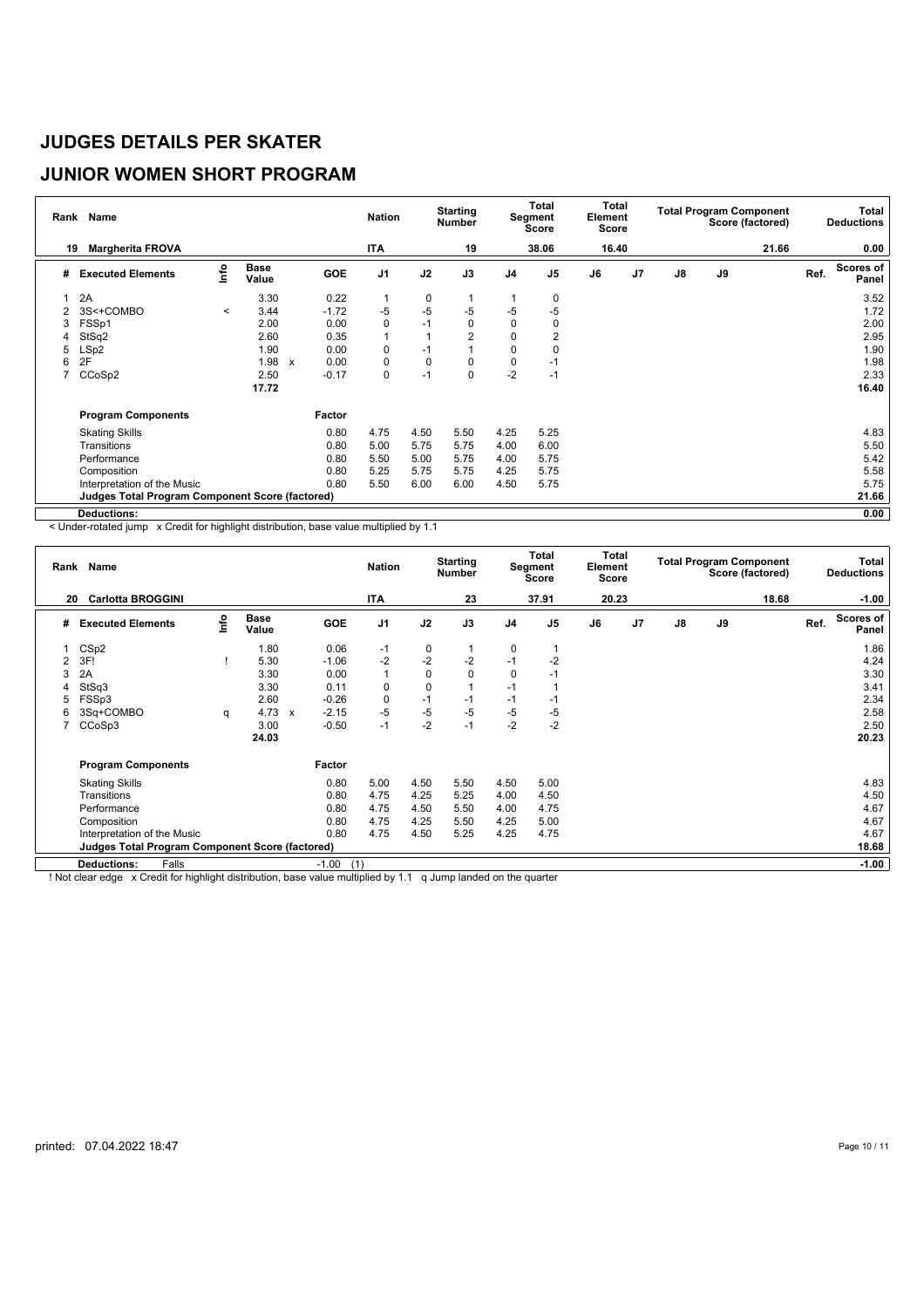# JUDGES DETAILS PER SKATER

## JUNIOR WOMEN SHORT PROGRAM

| Rank | Name | Nation | Starting Number | Total Segment Score | Total Element Score | Total Program Component Score (factored) | Total Deductions |
|---|---|---|---|---|---|---|---|
| 19 | Margherita FROVA | ITA | 19 | 38.06 | 16.40 | 21.66 | 0.00 |

| # | Executed Elements | Info | Base Value | | GOE | J1 | J2 | J3 | J4 | J5 | J6 | J7 | J8 | J9 | Ref. | Scores of Panel |
|---|---|---|---|---|---|---|---|---|---|---|---|---|---|---|---|---|
| 1 | 2A | | 3.30 | | 0.22 | 1 | 0 | 1 | 1 | 0 | | | | | | 3.52 |
| 2 | 3S<+COMBO | < | 3.44 | | -1.72 | -5 | -5 | -5 | -5 | -5 | | | | | | 1.72 |
| 3 | FSSp1 | | 2.00 | | 0.00 | 0 | -1 | 0 | 0 | 0 | | | | | | 2.00 |
| 4 | StSq2 | | 2.60 | | 0.35 | 1 | 1 | 2 | 0 | 2 | | | | | | 2.95 |
| 5 | LSp2 | | 1.90 | | 0.00 | 0 | -1 | 1 | 0 | 0 | | | | | | 1.90 |
| 6 | 2F | | 1.98 | x | 0.00 | 0 | 0 | 0 | 0 | -1 | | | | | | 1.98 |
| 7 | CCoSp2 | | 2.50 | | -0.17 | 0 | -1 | 0 | -2 | -1 | | | | | | 2.33 |
| | | | 17.72 | | | | | | | | | | | | | 16.40 |

| Program Components | Factor | J1 | J2 | J3 | J4 | J5 | J6 | J7 | J8 | J9 | Scores of Panel |
|---|---|---|---|---|---|---|---|---|---|---|---|
| Skating Skills | 0.80 | 4.75 | 4.50 | 5.50 | 4.25 | 5.25 | | | | | 4.83 |
| Transitions | 0.80 | 5.00 | 5.75 | 5.75 | 4.00 | 6.00 | | | | | 5.50 |
| Performance | 0.80 | 5.50 | 5.00 | 5.75 | 4.00 | 5.75 | | | | | 5.42 |
| Composition | 0.80 | 5.25 | 5.75 | 5.75 | 4.25 | 5.75 | | | | | 5.58 |
| Interpretation of the Music | 0.80 | 5.50 | 6.00 | 6.00 | 4.50 | 5.75 | | | | | 5.75 |
| **Judges Total Program Component Score (factored)** | | | | | | | | | | | 21.66 |
| **Deductions:** | | | | | | | | | | | 0.00 |

< Under-rotated jump x Credit for highlight distribution, base value multiplied by 1.1

| Rank | Name | Nation | Starting Number | Total Segment Score | Total Element Score | Total Program Component Score (factored) | Total Deductions |
|---|---|---|---|---|---|---|---|
| 20 | Carlotta BROGGINI | ITA | 23 | 37.91 | 20.23 | 18.68 | -1.00 |

| # | Executed Elements | Info | Base Value | | GOE | J1 | J2 | J3 | J4 | J5 | J6 | J7 | J8 | J9 | Ref. | Scores of Panel |
|---|---|---|---|---|---|---|---|---|---|---|---|---|---|---|---|---|
| 1 | CSp2 | | 1.80 | | 0.06 | -1 | 0 | 1 | 0 | 1 | | | | | | 1.86 |
| 2 | 3F! | ! | 5.30 | | -1.06 | -2 | -2 | -2 | -1 | -2 | | | | | | 4.24 |
| 3 | 2A | | 3.30 | | 0.00 | 1 | 0 | 0 | 0 | -1 | | | | | | 3.30 |
| 4 | StSq3 | | 3.30 | | 0.11 | 0 | 0 | 1 | -1 | 1 | | | | | | 3.41 |
| 5 | FSSp3 | | 2.60 | | -0.26 | 0 | -1 | -1 | -1 | -1 | | | | | | 2.34 |
| 6 | 3Sq+COMBO | q | 4.73 | x | -2.15 | -5 | -5 | -5 | -5 | -5 | | | | | | 2.58 |
| 7 | CCoSp3 | | 3.00 | | -0.50 | -1 | -2 | -1 | -2 | -2 | | | | | | 2.50 |
| | | | 24.03 | | | | | | | | | | | | | 20.23 |

| Program Components | Factor | J1 | J2 | J3 | J4 | J5 | J6 | J7 | J8 | J9 | Scores of Panel |
|---|---|---|---|---|---|---|---|---|---|---|---|
| Skating Skills | 0.80 | 5.00 | 4.50 | 5.50 | 4.50 | 5.00 | | | | | 4.83 |
| Transitions | 0.80 | 4.75 | 4.25 | 5.25 | 4.00 | 4.50 | | | | | 4.50 |
| Performance | 0.80 | 4.75 | 4.50 | 5.50 | 4.00 | 4.75 | | | | | 4.67 |
| Composition | 0.80 | 4.75 | 4.25 | 5.50 | 4.25 | 5.00 | | | | | 4.67 |
| Interpretation of the Music | 0.80 | 4.75 | 4.50 | 5.25 | 4.25 | 4.75 | | | | | 4.67 |
| **Judges Total Program Component Score (factored)** | | | | | | | | | | | 18.68 |
| **Deductions:** Falls | -1.00 (1) | | | | | | | | | | -1.00 |

! Not clear edge x Credit for highlight distribution, base value multiplied by 1.1 q Jump landed on the quarter

printed: 07.04.2022 18:47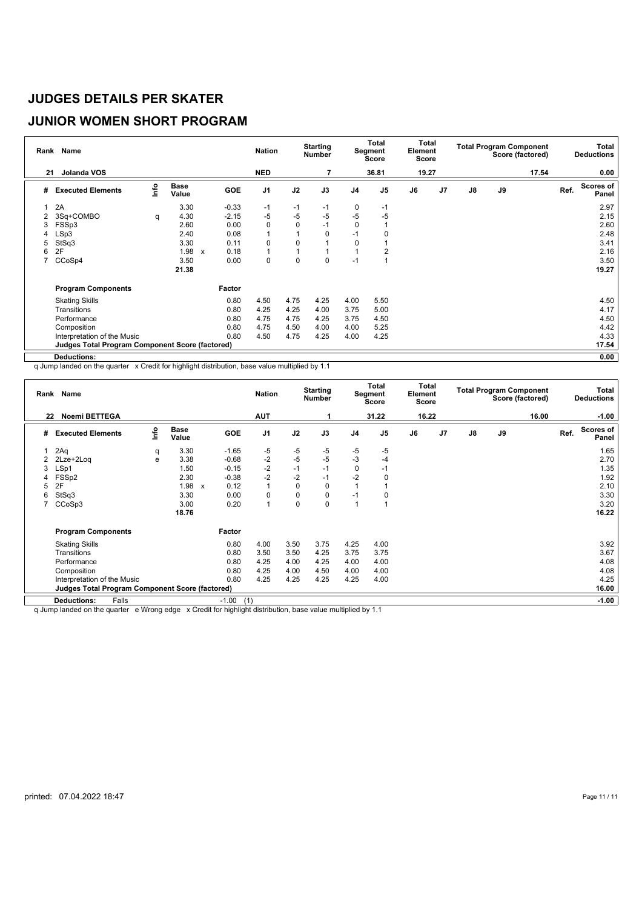# JUDGES DETAILS PER SKATER

## JUNIOR WOMEN SHORT PROGRAM

| Rank | Name | | | | Nation | | Starting Number | | Total Segment Score | Total Element Score | | Total Program Component Score (factored) | | | Total Deductions |
|---|---|---|---|---|---|---|---|---|---|---|---|---|---|---|---|
| 21 | Jolanda VOS | | | | NED | | 7 | | 36.81 | 19.27 | | 17.54 | | | 0.00 |

| # | Executed Elements | Info | Base Value | | GOE | J1 | J2 | J3 | J4 | J5 | J6 | J7 | J8 | J9 | Ref. | Scores of Panel |
|---|---|---|---|---|---|---|---|---|---|---|---|---|---|---|---|---|
| 1 | 2A | | 3.30 | | -0.33 | -1 | -1 | -1 | 0 | -1 | | | | | | 2.97 |
| 2 | 3Sq+COMBO | q | 4.30 | | -2.15 | -5 | -5 | -5 | -5 | -5 | | | | | | 2.15 |
| 3 | FSSp3 | | 2.60 | | 0.00 | 0 | 0 | -1 | 0 | 1 | | | | | | 2.60 |
| 4 | LSp3 | | 2.40 | | 0.08 | 1 | 1 | 0 | -1 | 0 | | | | | | 2.48 |
| 5 | StSq3 | | 3.30 | | 0.11 | 0 | 0 | 1 | 0 | 1 | | | | | | 3.41 |
| 6 | 2F | | 1.98 | x | 0.18 | 1 | 1 | 1 | 1 | 2 | | | | | | 2.16 |
| 7 | CCoSp4 | | 3.50 | | 0.00 | 0 | 0 | 0 | -1 | 1 | | | | | | 3.50 |
| | | | 21.38 | | | | | | | | | | | | | 19.27 |
| | **Program Components** | | | | Factor | | | | | | | | | | | |
| | Skating Skills | | | | 0.80 | 4.50 | 4.75 | 4.25 | 4.00 | 5.50 | | | | | | 4.50 |
| | Transitions | | | | 0.80 | 4.25 | 4.25 | 4.00 | 3.75 | 5.00 | | | | | | 4.17 |
| | Performance | | | | 0.80 | 4.75 | 4.75 | 4.25 | 3.75 | 4.50 | | | | | | 4.50 |
| | Composition | | | | 0.80 | 4.75 | 4.50 | 4.00 | 4.00 | 5.25 | | | | | | 4.42 |
| | Interpretation of the Music | | | | 0.80 | 4.50 | 4.75 | 4.25 | 4.00 | 4.25 | | | | | | 4.33 |
| | **Judges Total Program Component Score (factored)** | | | | | | | | | | | | | | | 17.54 |
| | **Deductions:** | | | | | | | | | | | | | | | 0.00 |

q Jump landed on the quarter x Credit for highlight distribution, base value multiplied by 1.1

| Rank | Name | | | | Nation | | Starting Number | | Total Segment Score | Total Element Score | | Total Program Component Score (factored) | | | Total Deductions |
|---|---|---|---|---|---|---|---|---|---|---|---|---|---|---|---|
| 22 | Noemi BETTEGA | | | | AUT | | 1 | | 31.22 | 16.22 | | 16.00 | | | -1.00 |

| # | Executed Elements | Info | Base Value | | GOE | J1 | J2 | J3 | J4 | J5 | J6 | J7 | J8 | J9 | Ref. | Scores of Panel |
|---|---|---|---|---|---|---|---|---|---|---|---|---|---|---|---|---|
| 1 | 2Aq | q | 3.30 | | -1.65 | -5 | -5 | -5 | -5 | -5 | | | | | | 1.65 |
| 2 | 2Lze+2Loq | e | 3.38 | | -0.68 | -2 | -5 | -5 | -3 | -4 | | | | | | 2.70 |
| 3 | LSp1 | | 1.50 | | -0.15 | -2 | -1 | -1 | 0 | -1 | | | | | | 1.35 |
| 4 | FSSp2 | | 2.30 | | -0.38 | -2 | -2 | -1 | -2 | 0 | | | | | | 1.92 |
| 5 | 2F | | 1.98 | x | 0.12 | 1 | 0 | 0 | 1 | 1 | | | | | | 2.10 |
| 6 | StSq3 | | 3.30 | | 0.00 | 0 | 0 | 0 | -1 | 0 | | | | | | 3.30 |
| 7 | CCoSp3 | | 3.00 | | 0.20 | 1 | 0 | 0 | 1 | 1 | | | | | | 3.20 |
| | | | 18.76 | | | | | | | | | | | | | 16.22 |
| | **Program Components** | | | | Factor | | | | | | | | | | | |
| | Skating Skills | | | | 0.80 | 4.00 | 3.50 | 3.75 | 4.25 | 4.00 | | | | | | 3.92 |
| | Transitions | | | | 0.80 | 3.50 | 3.50 | 4.25 | 3.75 | 3.75 | | | | | | 3.67 |
| | Performance | | | | 0.80 | 4.25 | 4.00 | 4.25 | 4.00 | 4.00 | | | | | | 4.08 |
| | Composition | | | | 0.80 | 4.25 | 4.00 | 4.50 | 4.00 | 4.00 | | | | | | 4.08 |
| | Interpretation of the Music | | | | 0.80 | 4.25 | 4.25 | 4.25 | 4.25 | 4.00 | | | | | | 4.25 |
| | **Judges Total Program Component Score (factored)** | | | | | | | | | | | | | | | 16.00 |
| | **Deductions:** Falls | | | | -1.00 (1) | | | | | | | | | | | -1.00 |

q Jump landed on the quarter e Wrong edge x Credit for highlight distribution, base value multiplied by 1.1

printed: 07.04.2022 18:47